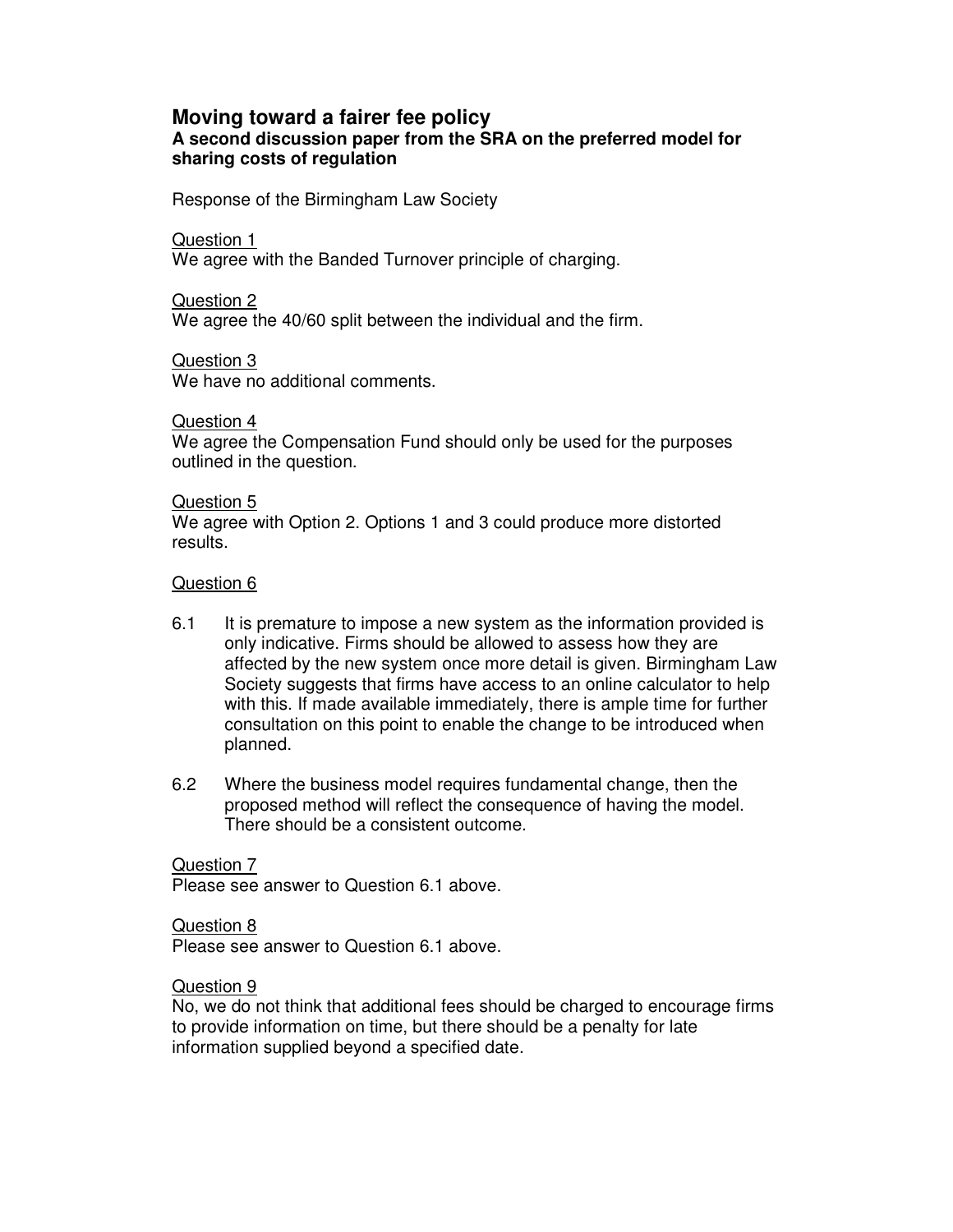# Moving toward a fairer fee policy

**A second discussion paper from the SRA on the preferred model for sharing costs of regulation**

Response of the Birmingham Law Society

Question 1
We agree with the Banded Turnover principle of charging.

Question 2
We agree the 40/60 split between the individual and the firm.

Question 3
We have no additional comments.

Question 4
We agree the Compensation Fund should only be used for the purposes outlined in the question.

Question 5
We agree with Option 2. Options 1 and 3 could produce more distorted results.

Question 6

6.1 It is premature to impose a new system as the information provided is only indicative. Firms should be allowed to assess how they are affected by the new system once more detail is given. Birmingham Law Society suggests that firms have access to an online calculator to help with this. If made available immediately, there is ample time for further consultation on this point to enable the change to be introduced when planned.

6.2 Where the business model requires fundamental change, then the proposed method will reflect the consequence of having the model. There should be a consistent outcome.

Question 7
Please see answer to Question 6.1 above.

Question 8
Please see answer to Question 6.1 above.

Question 9
No, we do not think that additional fees should be charged to encourage firms to provide information on time, but there should be a penalty for late information supplied beyond a specified date.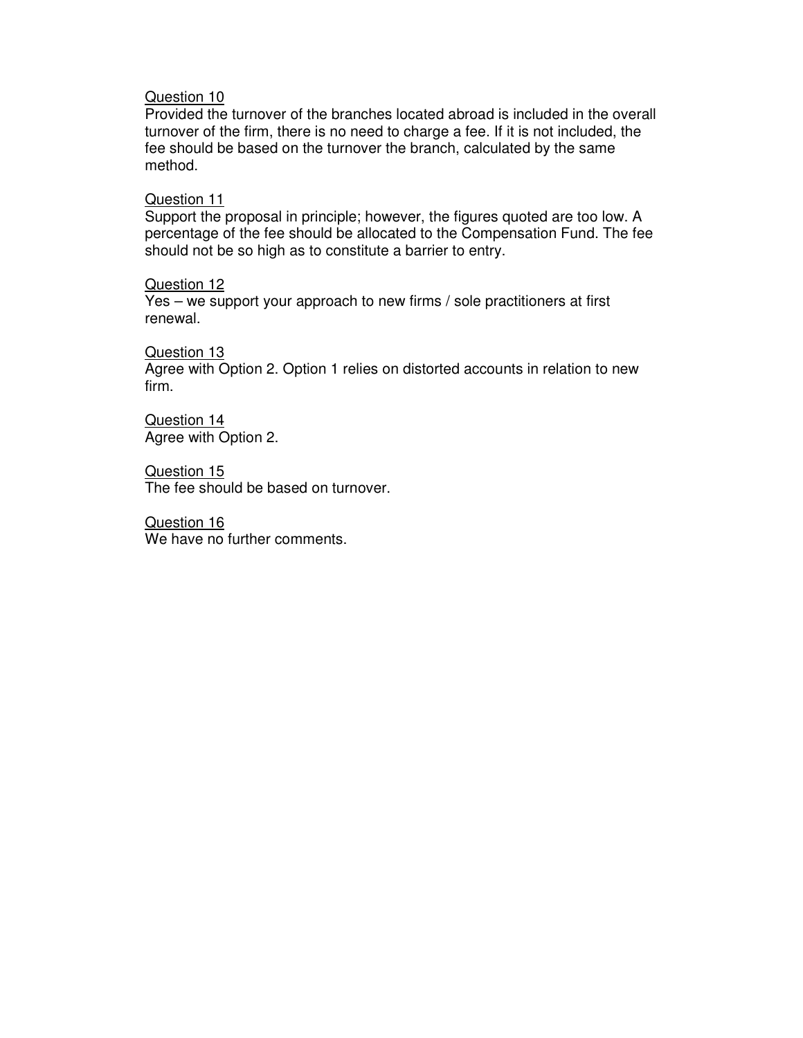<u>Question 10</u>
Provided the turnover of the branches located abroad is included in the overall turnover of the firm, there is no need to charge a fee. If it is not included, the fee should be based on the turnover the branch, calculated by the same method.

<u>Question 11</u>
Support the proposal in principle; however, the figures quoted are too low. A percentage of the fee should be allocated to the Compensation Fund. The fee should not be so high as to constitute a barrier to entry.

<u>Question 12</u>
Yes – we support your approach to new firms / sole practitioners at first renewal.

<u>Question 13</u>
Agree with Option 2. Option 1 relies on distorted accounts in relation to new firm.

<u>Question 14</u>
Agree with Option 2.

<u>Question 15</u>
The fee should be based on turnover.

<u>Question 16</u>
We have no further comments.